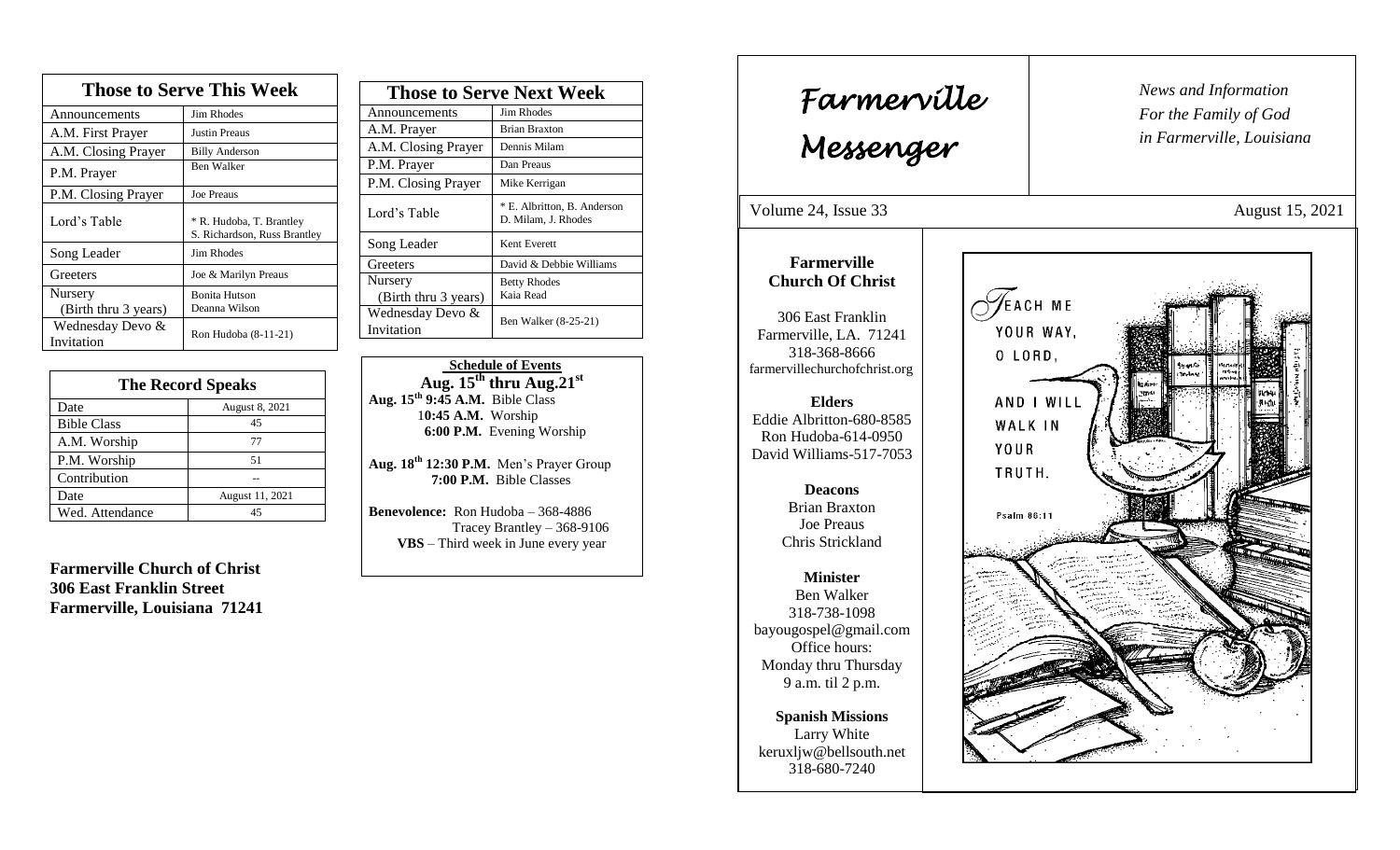## Those to Serve This Week

| Those to Serve This Week | |
|---|---|
| Announcements | Jim Rhodes |
| A.M. First Prayer | Justin Preaus |
| A.M. Closing Prayer | Billy Anderson |
| P.M. Prayer | Ben Walker |
| P.M. Closing Prayer | Joe Preaus |
| Lord's Table | * R. Hudoba, T. Brantley S. Richardson, Russ Brantley |
| Song Leader | Jim Rhodes |
| Greeters | Joe & Marilyn Preaus |
| Nursery (Birth thru 3 years) | Bonita Hutson Deanna Wilson |
| Wednesday Devo & Invitation | Ron Hudoba (8-11-21) |

## The Record Speaks

| The Record Speaks | |
|---|---|
| Date | August 8, 2021 |
| Bible Class | 45 |
| A.M. Worship | 77 |
| P.M. Worship | 51 |
| Contribution | -- |
| Date | August 11, 2021 |
| Wed. Attendance | 45 |

**Farmerville Church of Christ**
**306 East Franklin Street**
**Farmerville, Louisiana 71241**

## Those to Serve Next Week

| Those to Serve Next Week | |
|---|---|
| Announcements | Jim Rhodes |
| A.M. Prayer | Brian Braxton |
| A.M. Closing Prayer | Dennis Milam |
| P.M. Prayer | Dan Preaus |
| P.M. Closing Prayer | Mike Kerrigan |
| Lord's Table | * E. Albritton, B. Anderson D. Milam, J. Rhodes |
| Song Leader | Kent Everett |
| Greeters | David & Debbie Williams |
| Nursery (Birth thru 3 years) | Betty Rhodes Kaia Read |
| Wednesday Devo & Invitation | Ben Walker (8-25-21) |

**Schedule of Events**
**Aug. 15th thru Aug. 21st**

**Aug. 15th 9:45 A.M.** Bible Class
**10:45 A.M.** Worship
**6:00 P.M.** Evening Worship

**Aug. 18th 12:30 P.M.** Men's Prayer Group
**7:00 P.M.** Bible Classes

**Benevolence:** Ron Hudoba – 368-4886
Tracey Brantley – 368-9106
**VBS** – Third week in June every year

# Farmerville Messenger

*News and Information*
*For the Family of God*
*in Farmerville, Louisiana*

Volume 24, Issue 33 August 15, 2021

**Farmerville Church Of Christ**

306 East Franklin
Farmerville, LA. 71241
318-368-8666
farmervillechurchofchrist.org

**Elders**
Eddie Albritton-680-8585
Ron Hudoba-614-0950
David Williams-517-7053

**Deacons**
Brian Braxton
Joe Preaus
Chris Strickland

**Minister**
Ben Walker
318-738-1098
bayougospel@gmail.com
Office hours:
Monday thru Thursday
9 a.m. til 2 p.m.

**Spanish Missions**
Larry White
keruxljw@bellsouth.net
318-680-7240

Teach me your way, O Lord, and I will walk in your truth.
Psalm 86:11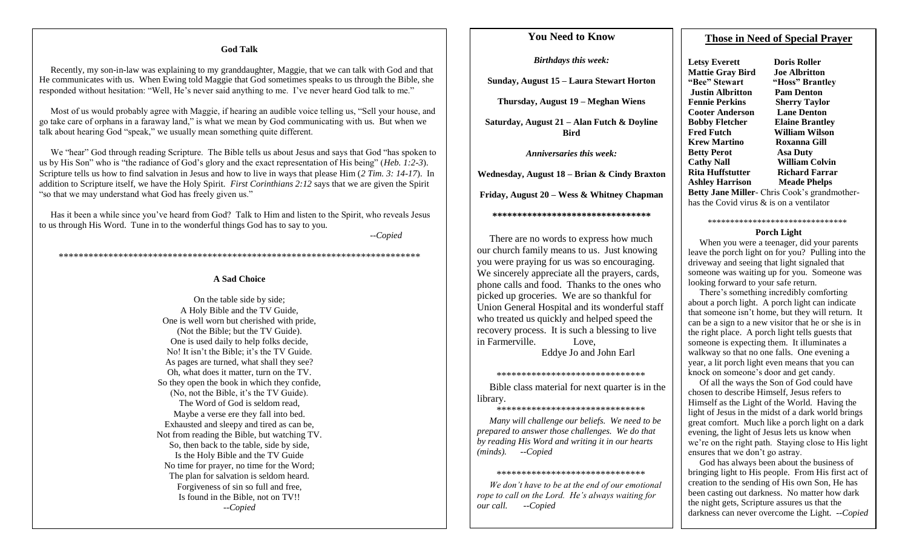### God Talk

Recently, my son-in-law was explaining to my granddaughter, Maggie, that we can talk with God and that He communicates with us. When Ewing told Maggie that God sometimes speaks to us through the Bible, she responded without hesitation: "Well, He's never said anything to me. I've never heard God talk to me."

Most of us would probably agree with Maggie, if hearing an audible voice telling us, "Sell your house, and go take care of orphans in a faraway land," is what we mean by God communicating with us. But when we talk about hearing God "speak," we usually mean something quite different.

We "hear" God through reading Scripture. The Bible tells us about Jesus and says that God "has spoken to us by His Son" who is "the radiance of God's glory and the exact representation of His being" (*Heb. 1:2-3*). Scripture tells us how to find salvation in Jesus and how to live in ways that please Him (*2 Tim. 3: 14-17*). In addition to Scripture itself, we have the Holy Spirit. *First Corinthians 2:12* says that we are given the Spirit "so that we may understand what God has freely given us."

Has it been a while since you've heard from God? Talk to Him and listen to the Spirit, who reveals Jesus to us through His Word. Tune in to the wonderful things God has to say to you.

*--Copied*

\*\*\*\*\*\*\*\*\*\*\*\*\*\*\*\*\*\*\*\*\*\*\*\*\*\*\*\*\*\*\*\*\*\*\*\*\*\*\*\*\*\*\*\*\*\*\*\*\*\*\*\*\*\*\*\*\*\*\*\*\*\*\*\*\*\*\*\*\*\*\*\*\*\*\*\*\*\*

### A Sad Choice

On the table side by side;
A Holy Bible and the TV Guide,
One is well worn but cherished with pride,
(Not the Bible; but the TV Guide).
One is used daily to help folks decide,
No! It isn't the Bible; it's the TV Guide.
As pages are turned, what shall they see?
Oh, what does it matter, turn on the TV.
So they open the book in which they confide,
(No, not the Bible, it's the TV Guide).
The Word of God is seldom read,
Maybe a verse ere they fall into bed.
Exhausted and sleepy and tired as can be,
Not from reading the Bible, but watching TV.
So, then back to the table, side by side,
Is the Holy Bible and the TV Guide
No time for prayer, no time for the Word;
The plan for salvation is seldom heard.
Forgiveness of sin so full and free,
Is found in the Bible, not on TV!!
*--Copied*

## You Need to Know

***Birthdays this week:***

**Sunday, August 15 – Laura Stewart Horton**

**Thursday, August 19 – Meghan Wiens**

**Saturday, August 21 – Alan Futch & Doyline Bird**

***Anniversaries this week:***

**Wednesday, August 18 – Brian & Cindy Braxton**

**Friday, August 20 – Wess & Whitney Chapman**

\*\*\*\*\*\*\*\*\*\*\*\*\*\*\*\*\*\*\*\*\*\*\*\*\*\*\*\*\*\*\*\*

There are no words to express how much our church family means to us. Just knowing you were praying for us was so encouraging. We sincerely appreciate all the prayers, cards, phone calls and food. Thanks to the ones who picked up groceries. We are so thankful for Union General Hospital and its wonderful staff who treated us quickly and helped speed the recovery process. It is such a blessing to live in Farmerville. Love,
Eddye Jo and John Earl

\*\*\*\*\*\*\*\*\*\*\*\*\*\*\*\*\*\*\*\*\*\*\*\*\*\*\*\*\*\*\*

Bible class material for next quarter is in the library.

\*\*\*\*\*\*\*\*\*\*\*\*\*\*\*\*\*\*\*\*\*\*\*\*\*\*\*\*\*\*\*

*Many will challenge our beliefs. We need to be prepared to answer those challenges. We do that by reading His Word and writing it in our hearts (minds). --Copied*

\*\*\*\*\*\*\*\*\*\*\*\*\*\*\*\*\*\*\*\*\*\*\*\*\*\*\*\*\*\*\*

*We don't have to be at the end of our emotional rope to call on the Lord. He's always waiting for our call. --Copied*

## Those in Need of Special Prayer

| | |
|---|---|
| **Letsy Everett** | **Doris Roller** |
| **Mattie Gray Bird** | **Joe Albritton** |
| **"Bee" Stewart** | **"Hoss" Brantley** |
| **Justin Albritton** | **Pam Denton** |
| **Fennie Perkins** | **Sherry Taylor** |
| **Cooter Anderson** | **Lane Denton** |
| **Bobby Fletcher** | **Elaine Brantley** |
| **Fred Futch** | **William Wilson** |
| **Krew Martino** | **Roxanna Gill** |
| **Betty Perot** | **Asa Duty** |
| **Cathy Nall** | **William Colvin** |
| **Rita Huffstutter** | **Richard Farrar** |
| **Ashley Harrison** | **Meade Phelps** |

**Betty Jane Miller**- Chris Cook's grandmother- has the Covid virus & is on a ventilator

\*\*\*\*\*\*\*\*\*\*\*\*\*\*\*\*\*\*\*\*\*\*\*\*\*\*\*\*\*\*\*

### Porch Light

When you were a teenager, did your parents leave the porch light on for you? Pulling into the driveway and seeing that light signaled that someone was waiting up for you. Someone was looking forward to your safe return.

There's something incredibly comforting about a porch light. A porch light can indicate that someone isn't home, but they will return. It can be a sign to a new visitor that he or she is in the right place. A porch light tells guests that someone is expecting them. It illuminates a walkway so that no one falls. One evening a year, a lit porch light even means that you can knock on someone's door and get candy.

Of all the ways the Son of God could have chosen to describe Himself, Jesus refers to Himself as the Light of the World. Having the light of Jesus in the midst of a dark world brings great comfort. Much like a porch light on a dark evening, the light of Jesus lets us know when we're on the right path. Staying close to His light ensures that we don't go astray.

God has always been about the business of bringing light to His people. From His first act of creation to the sending of His own Son, He has been casting out darkness. No matter how dark the night gets, Scripture assures us that the darkness can never overcome the Light. *--Copied*